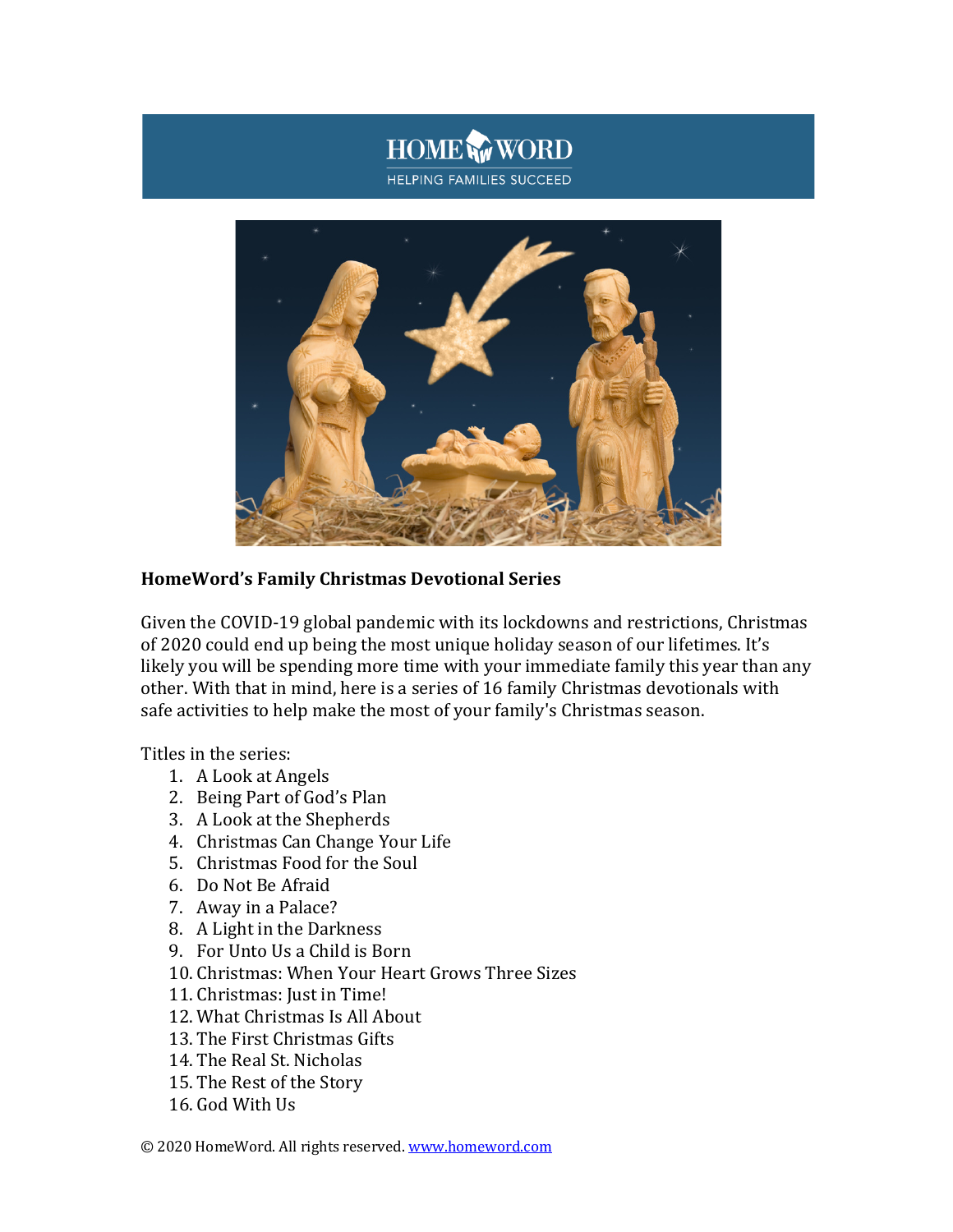HOME WORD
HELPING FAMILIES SUCCEED

**HomeWord's Family Christmas Devotional Series**

Given the COVID-19 global pandemic with its lockdowns and restrictions, Christmas of 2020 could end up being the most unique holiday season of our lifetimes. It's likely you will be spending more time with your immediate family this year than any other. With that in mind, here is a series of 16 family Christmas devotionals with safe activities to help make the most of your family's Christmas season.

Titles in the series:

1. A Look at Angels
2. Being Part of God's Plan
3. A Look at the Shepherds
4. Christmas Can Change Your Life
5. Christmas Food for the Soul
6. Do Not Be Afraid
7. Away in a Palace?
8. A Light in the Darkness
9. For Unto Us a Child is Born
10. Christmas: When Your Heart Grows Three Sizes
11. Christmas: Just in Time!
12. What Christmas Is All About
13. The First Christmas Gifts
14. The Real St. Nicholas
15. The Rest of the Story
16. God With Us

© 2020 HomeWord. All rights reserved. www.homeword.com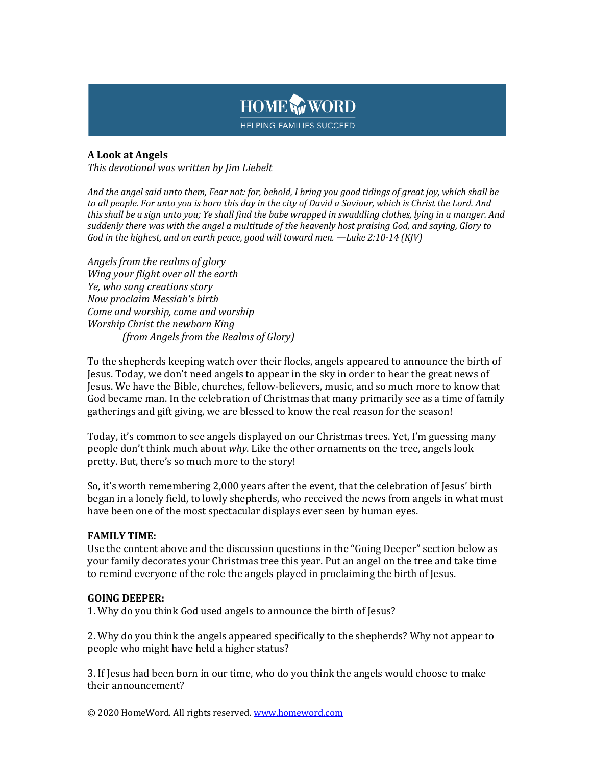HOME WORD

HELPING FAMILIES SUCCEED

**A Look at Angels**

*This devotional was written by Jim Liebelt*

*And the angel said unto them, Fear not: for, behold, I bring you good tidings of great joy, which shall be to all people. For unto you is born this day in the city of David a Saviour, which is Christ the Lord. And this shall be a sign unto you; Ye shall find the babe wrapped in swaddling clothes, lying in a manger. And suddenly there was with the angel a multitude of the heavenly host praising God, and saying, Glory to God in the highest, and on earth peace, good will toward men. —Luke 2:10-14 (KJV)*

*Angels from the realms of glory*
*Wing your flight over all the earth*
*Ye, who sang creations story*
*Now proclaim Messiah's birth*
*Come and worship, come and worship*
*Worship Christ the newborn King*
*(from Angels from the Realms of Glory)*

To the shepherds keeping watch over their flocks, angels appeared to announce the birth of Jesus. Today, we don't need angels to appear in the sky in order to hear the great news of Jesus. We have the Bible, churches, fellow-believers, music, and so much more to know that God became man. In the celebration of Christmas that many primarily see as a time of family gatherings and gift giving, we are blessed to know the real reason for the season!

Today, it's common to see angels displayed on our Christmas trees. Yet, I'm guessing many people don't think much about *why*. Like the other ornaments on the tree, angels look pretty. But, there's so much more to the story!

So, it's worth remembering 2,000 years after the event, that the celebration of Jesus' birth began in a lonely field, to lowly shepherds, who received the news from angels in what must have been one of the most spectacular displays ever seen by human eyes.

**FAMILY TIME:**

Use the content above and the discussion questions in the "Going Deeper" section below as your family decorates your Christmas tree this year. Put an angel on the tree and take time to remind everyone of the role the angels played in proclaiming the birth of Jesus.

**GOING DEEPER:**

1. Why do you think God used angels to announce the birth of Jesus?

2. Why do you think the angels appeared specifically to the shepherds? Why not appear to people who might have held a higher status?

3. If Jesus had been born in our time, who do you think the angels would choose to make their announcement?

© 2020 HomeWord. All rights reserved. [www.homeword.com](http://www.homeword.com)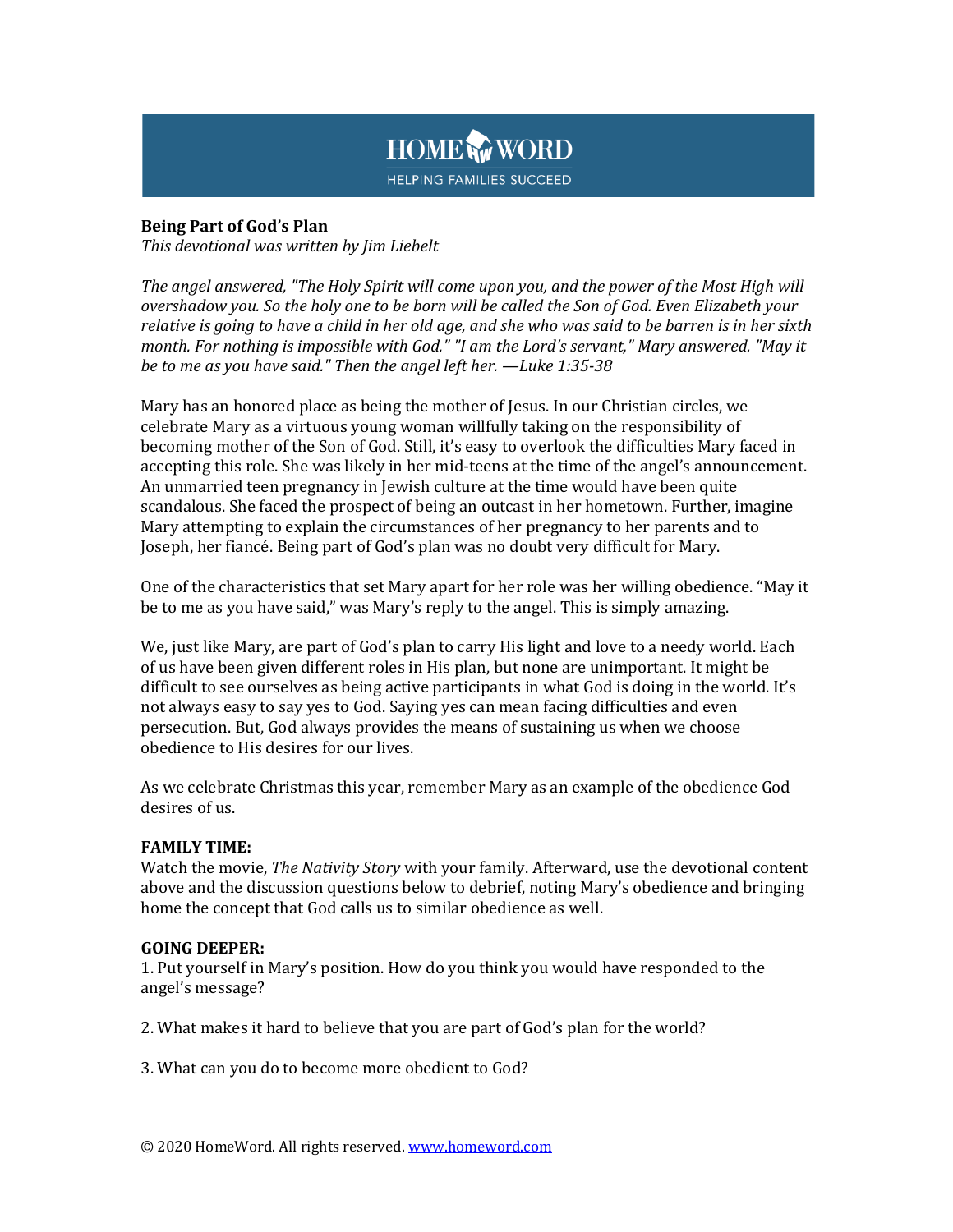**Being Part of God's Plan**
*This devotional was written by Jim Liebelt*

*The angel answered, "The Holy Spirit will come upon you, and the power of the Most High will overshadow you. So the holy one to be born will be called the Son of God. Even Elizabeth your relative is going to have a child in her old age, and she who was said to be barren is in her sixth month. For nothing is impossible with God." "I am the Lord's servant," Mary answered. "May it be to me as you have said." Then the angel left her. —Luke 1:35-38*

Mary has an honored place as being the mother of Jesus. In our Christian circles, we celebrate Mary as a virtuous young woman willfully taking on the responsibility of becoming mother of the Son of God. Still, it's easy to overlook the difficulties Mary faced in accepting this role. She was likely in her mid-teens at the time of the angel's announcement. An unmarried teen pregnancy in Jewish culture at the time would have been quite scandalous. She faced the prospect of being an outcast in her hometown. Further, imagine Mary attempting to explain the circumstances of her pregnancy to her parents and to Joseph, her fiancé. Being part of God's plan was no doubt very difficult for Mary.

One of the characteristics that set Mary apart for her role was her willing obedience. "May it be to me as you have said," was Mary's reply to the angel. This is simply amazing.

We, just like Mary, are part of God's plan to carry His light and love to a needy world. Each of us have been given different roles in His plan, but none are unimportant. It might be difficult to see ourselves as being active participants in what God is doing in the world. It's not always easy to say yes to God. Saying yes can mean facing difficulties and even persecution. But, God always provides the means of sustaining us when we choose obedience to His desires for our lives.

As we celebrate Christmas this year, remember Mary as an example of the obedience God desires of us.

**FAMILY TIME:**
Watch the movie, *The Nativity Story* with your family. Afterward, use the devotional content above and the discussion questions below to debrief, noting Mary's obedience and bringing home the concept that God calls us to similar obedience as well.

**GOING DEEPER:**
1. Put yourself in Mary's position. How do you think you would have responded to the angel's message?

2. What makes it hard to believe that you are part of God's plan for the world?

3. What can you do to become more obedient to God?

© 2020 HomeWord. All rights reserved. www.homeword.com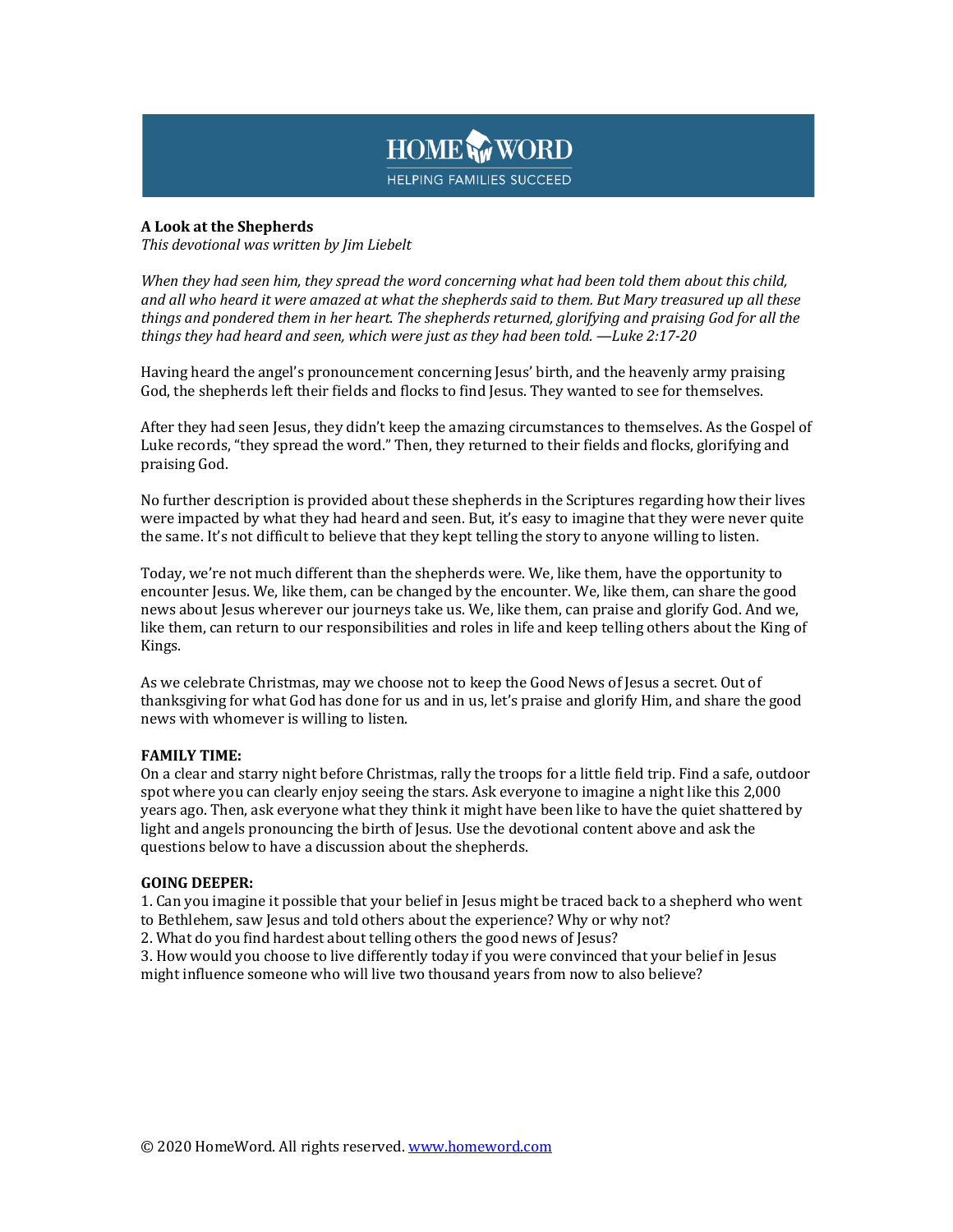**A Look at the Shepherds**
*This devotional was written by Jim Liebelt*

*When they had seen him, they spread the word concerning what had been told them about this child, and all who heard it were amazed at what the shepherds said to them. But Mary treasured up all these things and pondered them in her heart. The shepherds returned, glorifying and praising God for all the things they had heard and seen, which were just as they had been told. —Luke 2:17-20*

Having heard the angel's pronouncement concerning Jesus' birth, and the heavenly army praising God, the shepherds left their fields and flocks to find Jesus. They wanted to see for themselves.

After they had seen Jesus, they didn't keep the amazing circumstances to themselves. As the Gospel of Luke records, "they spread the word." Then, they returned to their fields and flocks, glorifying and praising God.

No further description is provided about these shepherds in the Scriptures regarding how their lives were impacted by what they had heard and seen. But, it's easy to imagine that they were never quite the same. It's not difficult to believe that they kept telling the story to anyone willing to listen.

Today, we're not much different than the shepherds were. We, like them, have the opportunity to encounter Jesus. We, like them, can be changed by the encounter. We, like them, can share the good news about Jesus wherever our journeys take us. We, like them, can praise and glorify God. And we, like them, can return to our responsibilities and roles in life and keep telling others about the King of Kings.

As we celebrate Christmas, may we choose not to keep the Good News of Jesus a secret. Out of thanksgiving for what God has done for us and in us, let's praise and glorify Him, and share the good news with whomever is willing to listen.

**FAMILY TIME:**
On a clear and starry night before Christmas, rally the troops for a little field trip. Find a safe, outdoor spot where you can clearly enjoy seeing the stars. Ask everyone to imagine a night like this 2,000 years ago. Then, ask everyone what they think it might have been like to have the quiet shattered by light and angels pronouncing the birth of Jesus. Use the devotional content above and ask the questions below to have a discussion about the shepherds.

**GOING DEEPER:**
1. Can you imagine it possible that your belief in Jesus might be traced back to a shepherd who went to Bethlehem, saw Jesus and told others about the experience? Why or why not?
2. What do you find hardest about telling others the good news of Jesus?
3. How would you choose to live differently today if you were convinced that your belief in Jesus might influence someone who will live two thousand years from now to also believe?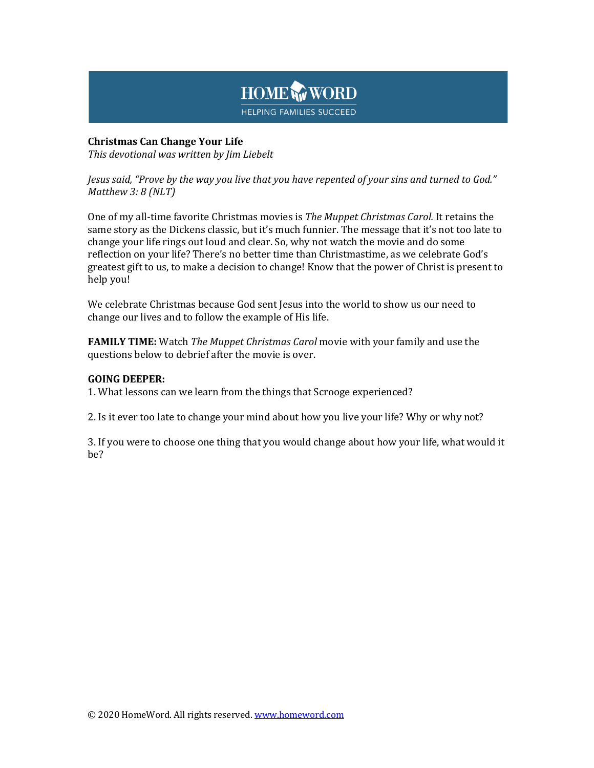HOME WORD
HELPING FAMILIES SUCCEED

**Christmas Can Change Your Life**
*This devotional was written by Jim Liebelt*

*Jesus said, "Prove by the way you live that you have repented of your sins and turned to God." Matthew 3: 8 (NLT)*

One of my all-time favorite Christmas movies is *The Muppet Christmas Carol.* It retains the same story as the Dickens classic, but it's much funnier. The message that it's not too late to change your life rings out loud and clear. So, why not watch the movie and do some reflection on your life? There's no better time than Christmastime, as we celebrate God's greatest gift to us, to make a decision to change! Know that the power of Christ is present to help you!

We celebrate Christmas because God sent Jesus into the world to show us our need to change our lives and to follow the example of His life.

**FAMILY TIME:** Watch *The Muppet Christmas Carol* movie with your family and use the questions below to debrief after the movie is over.

**GOING DEEPER:**

1. What lessons can we learn from the things that Scrooge experienced?

2. Is it ever too late to change your mind about how you live your life? Why or why not?

3. If you were to choose one thing that you would change about how your life, what would it be?

© 2020 HomeWord. All rights reserved. [www.homeword.com](http://www.homeword.com)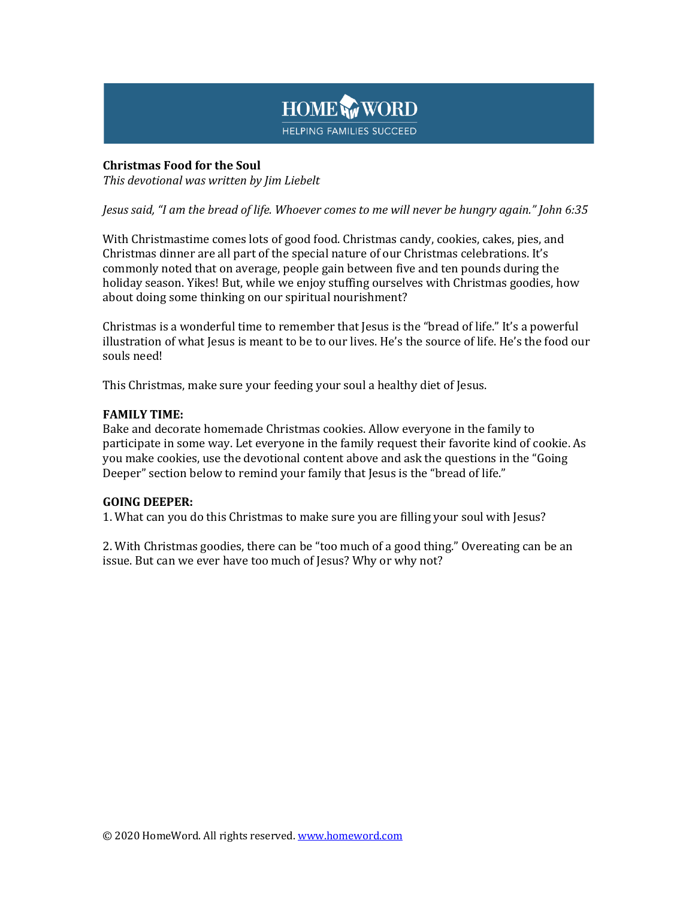**Christmas Food for the Soul**
*This devotional was written by Jim Liebelt*

*Jesus said, "I am the bread of life. Whoever comes to me will never be hungry again." John 6:35*

With Christmastime comes lots of good food. Christmas candy, cookies, cakes, pies, and Christmas dinner are all part of the special nature of our Christmas celebrations. It's commonly noted that on average, people gain between five and ten pounds during the holiday season. Yikes! But, while we enjoy stuffing ourselves with Christmas goodies, how about doing some thinking on our spiritual nourishment?

Christmas is a wonderful time to remember that Jesus is the "bread of life." It's a powerful illustration of what Jesus is meant to be to our lives. He's the source of life. He's the food our souls need!

This Christmas, make sure your feeding your soul a healthy diet of Jesus.

**FAMILY TIME:**
Bake and decorate homemade Christmas cookies. Allow everyone in the family to participate in some way. Let everyone in the family request their favorite kind of cookie. As you make cookies, use the devotional content above and ask the questions in the "Going Deeper" section below to remind your family that Jesus is the "bread of life."

**GOING DEEPER:**
1. What can you do this Christmas to make sure you are filling your soul with Jesus?

2. With Christmas goodies, there can be "too much of a good thing." Overeating can be an issue. But can we ever have too much of Jesus? Why or why not?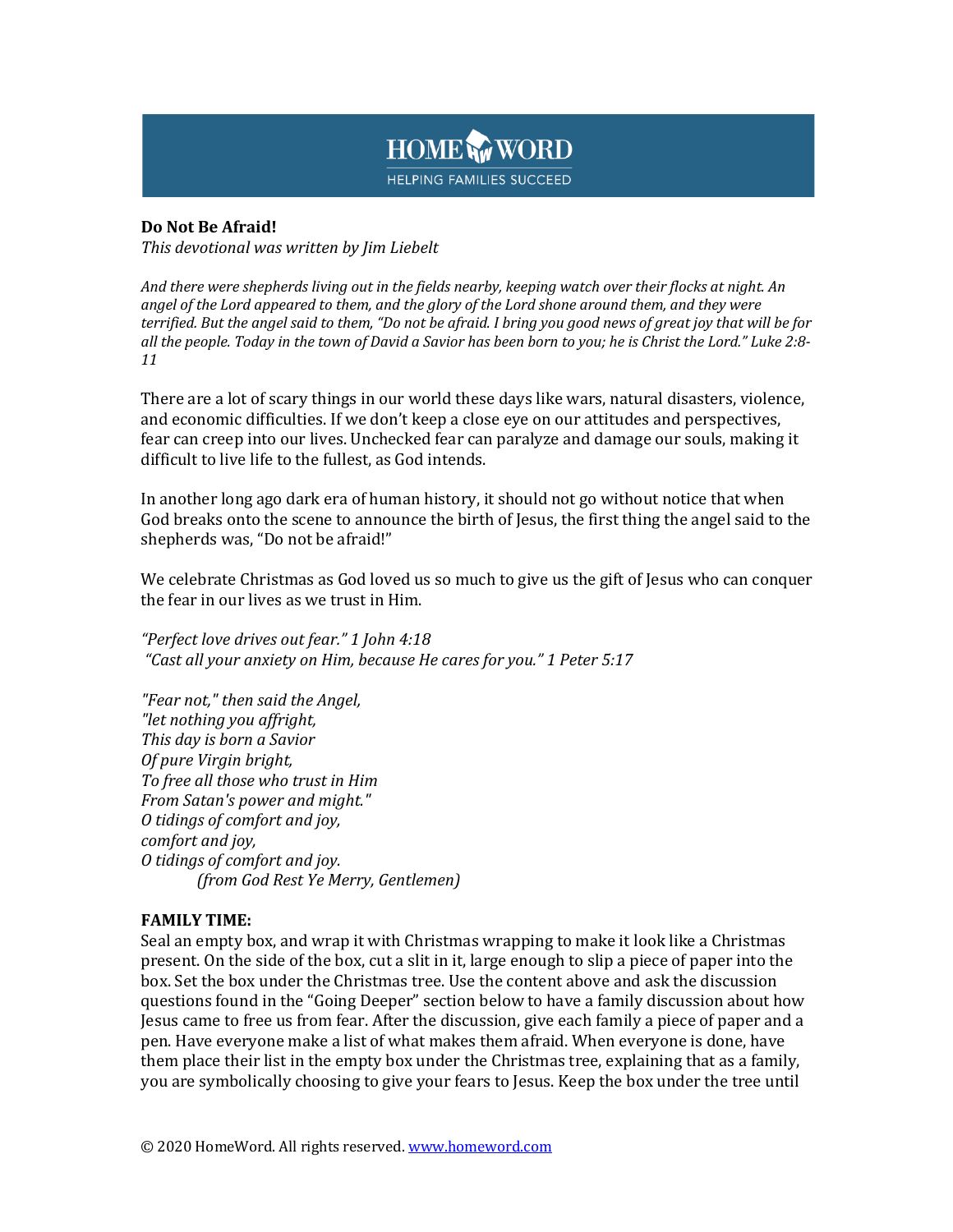**Do Not Be Afraid!**
*This devotional was written by Jim Liebelt*

*And there were shepherds living out in the fields nearby, keeping watch over their flocks at night. An angel of the Lord appeared to them, and the glory of the Lord shone around them, and they were terrified. But the angel said to them, "Do not be afraid. I bring you good news of great joy that will be for all the people. Today in the town of David a Savior has been born to you; he is Christ the Lord." Luke 2:8-11*

There are a lot of scary things in our world these days like wars, natural disasters, violence, and economic difficulties. If we don't keep a close eye on our attitudes and perspectives, fear can creep into our lives. Unchecked fear can paralyze and damage our souls, making it difficult to live life to the fullest, as God intends.

In another long ago dark era of human history, it should not go without notice that when God breaks onto the scene to announce the birth of Jesus, the first thing the angel said to the shepherds was, "Do not be afraid!"

We celebrate Christmas as God loved us so much to give us the gift of Jesus who can conquer the fear in our lives as we trust in Him.

*"Perfect love drives out fear." 1 John 4:18*
*"Cast all your anxiety on Him, because He cares for you." 1 Peter 5:17*

*"Fear not," then said the Angel,*
*"let nothing you affright,*
*This day is born a Savior*
*Of pure Virgin bright,*
*To free all those who trust in Him*
*From Satan's power and might."*
*O tidings of comfort and joy,*
*comfort and joy,*
*O tidings of comfort and joy.*
*(from God Rest Ye Merry, Gentlemen)*

**FAMILY TIME:**
Seal an empty box, and wrap it with Christmas wrapping to make it look like a Christmas present. On the side of the box, cut a slit in it, large enough to slip a piece of paper into the box. Set the box under the Christmas tree. Use the content above and ask the discussion questions found in the "Going Deeper" section below to have a family discussion about how Jesus came to free us from fear. After the discussion, give each family a piece of paper and a pen. Have everyone make a list of what makes them afraid. When everyone is done, have them place their list in the empty box under the Christmas tree, explaining that as a family, you are symbolically choosing to give your fears to Jesus. Keep the box under the tree until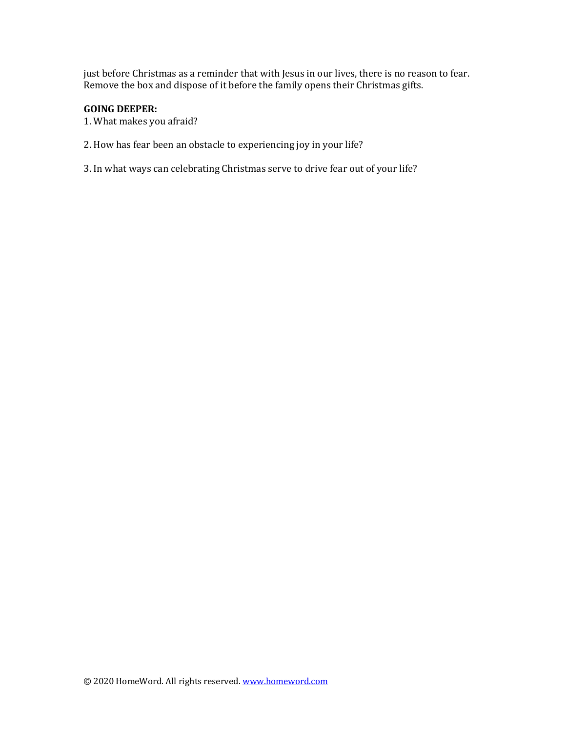just before Christmas as a reminder that with Jesus in our lives, there is no reason to fear. Remove the box and dispose of it before the family opens their Christmas gifts.

**GOING DEEPER:**

1. What makes you afraid?

2. How has fear been an obstacle to experiencing joy in your life?

3. In what ways can celebrating Christmas serve to drive fear out of your life?

© 2020 HomeWord. All rights reserved. www.homeword.com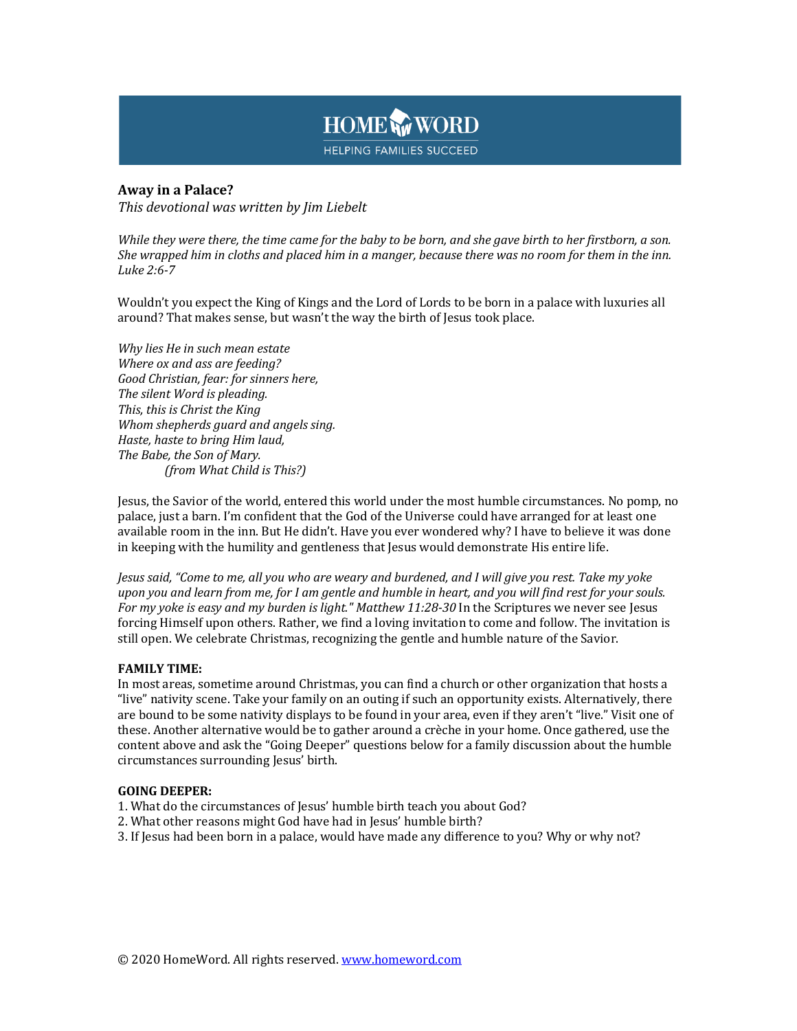**Away in a Palace?**

*This devotional was written by Jim Liebelt*

*While they were there, the time came for the baby to be born, and she gave birth to her firstborn, a son. She wrapped him in cloths and placed him in a manger, because there was no room for them in the inn. Luke 2:6-7*

Wouldn't you expect the King of Kings and the Lord of Lords to be born in a palace with luxuries all around? That makes sense, but wasn't the way the birth of Jesus took place.

*Why lies He in such mean estate*
*Where ox and ass are feeding?*
*Good Christian, fear: for sinners here,*
*The silent Word is pleading.*
*This, this is Christ the King*
*Whom shepherds guard and angels sing.*
*Haste, haste to bring Him laud,*
*The Babe, the Son of Mary.*
*(from What Child is This?)*

Jesus, the Savior of the world, entered this world under the most humble circumstances. No pomp, no palace, just a barn. I'm confident that the God of the Universe could have arranged for at least one available room in the inn. But He didn't. Have you ever wondered why? I have to believe it was done in keeping with the humility and gentleness that Jesus would demonstrate His entire life.

*Jesus said, "Come to me, all you who are weary and burdened, and I will give you rest. Take my yoke upon you and learn from me, for I am gentle and humble in heart, and you will find rest for your souls. For my yoke is easy and my burden is light." Matthew 11:28-30* In the Scriptures we never see Jesus forcing Himself upon others. Rather, we find a loving invitation to come and follow. The invitation is still open. We celebrate Christmas, recognizing the gentle and humble nature of the Savior.

**FAMILY TIME:**

In most areas, sometime around Christmas, you can find a church or other organization that hosts a "live" nativity scene. Take your family on an outing if such an opportunity exists. Alternatively, there are bound to be some nativity displays to be found in your area, even if they aren't "live." Visit one of these. Another alternative would be to gather around a crèche in your home. Once gathered, use the content above and ask the "Going Deeper" questions below for a family discussion about the humble circumstances surrounding Jesus' birth.

**GOING DEEPER:**

1. What do the circumstances of Jesus' humble birth teach you about God?
2. What other reasons might God have had in Jesus' humble birth?
3. If Jesus had been born in a palace, would have made any difference to you? Why or why not?

© 2020 HomeWord. All rights reserved. [www.homeword.com](www.homeword.com)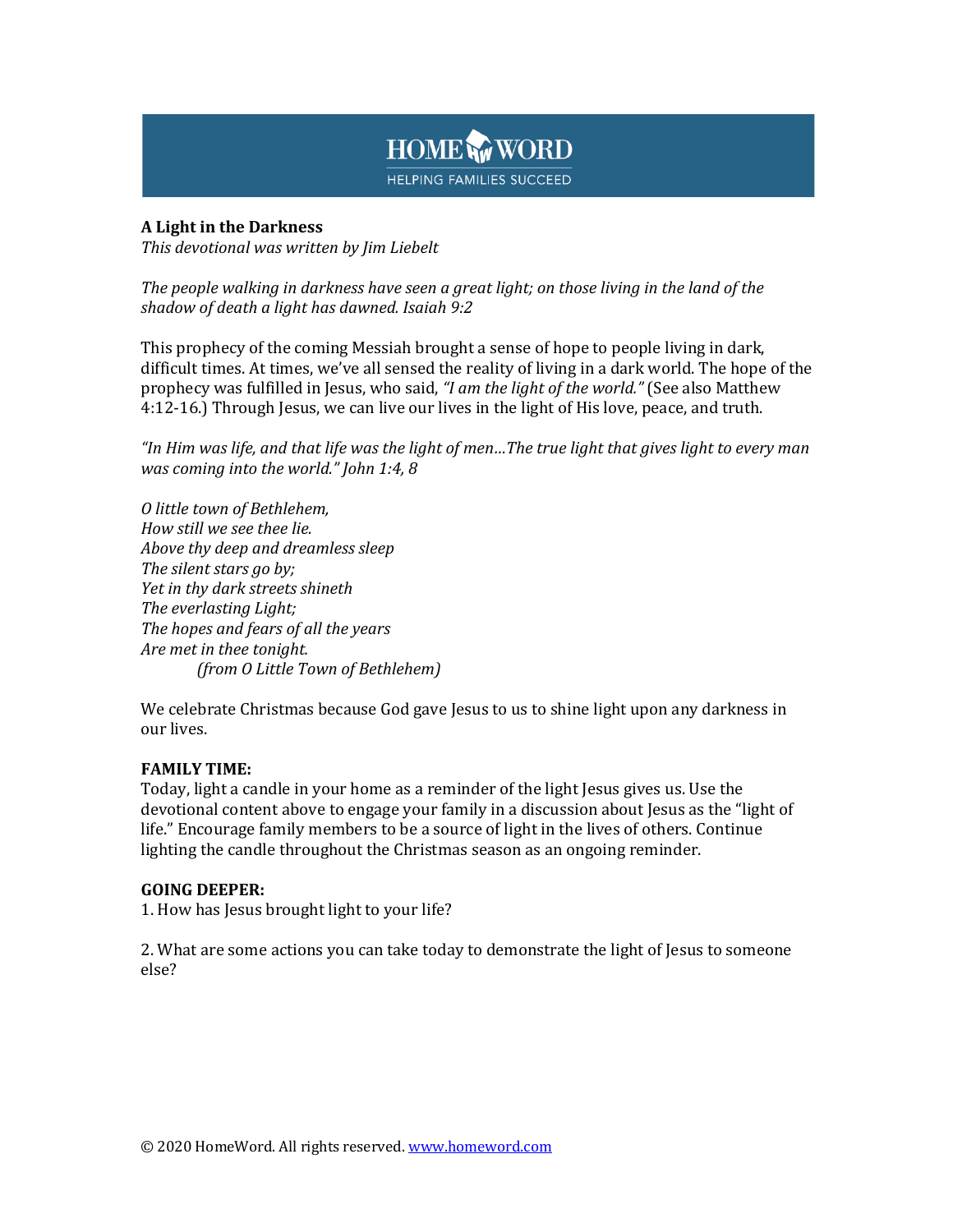**A Light in the Darkness**
*This devotional was written by Jim Liebelt*

*The people walking in darkness have seen a great light; on those living in the land of the shadow of death a light has dawned. Isaiah 9:2*

This prophecy of the coming Messiah brought a sense of hope to people living in dark, difficult times. At times, we've all sensed the reality of living in a dark world. The hope of the prophecy was fulfilled in Jesus, who said, *"I am the light of the world."* (See also Matthew 4:12-16.) Through Jesus, we can live our lives in the light of His love, peace, and truth.

*"In Him was life, and that life was the light of men…The true light that gives light to every man was coming into the world." John 1:4, 8*

*O little town of Bethlehem,*
*How still we see thee lie.*
*Above thy deep and dreamless sleep*
*The silent stars go by;*
*Yet in thy dark streets shineth*
*The everlasting Light;*
*The hopes and fears of all the years*
*Are met in thee tonight.*
*(from O Little Town of Bethlehem)*

We celebrate Christmas because God gave Jesus to us to shine light upon any darkness in our lives.

**FAMILY TIME:**
Today, light a candle in your home as a reminder of the light Jesus gives us. Use the devotional content above to engage your family in a discussion about Jesus as the "light of life." Encourage family members to be a source of light in the lives of others. Continue lighting the candle throughout the Christmas season as an ongoing reminder.

**GOING DEEPER:**
1. How has Jesus brought light to your life?

2. What are some actions you can take today to demonstrate the light of Jesus to someone else?

© 2020 HomeWord. All rights reserved. www.homeword.com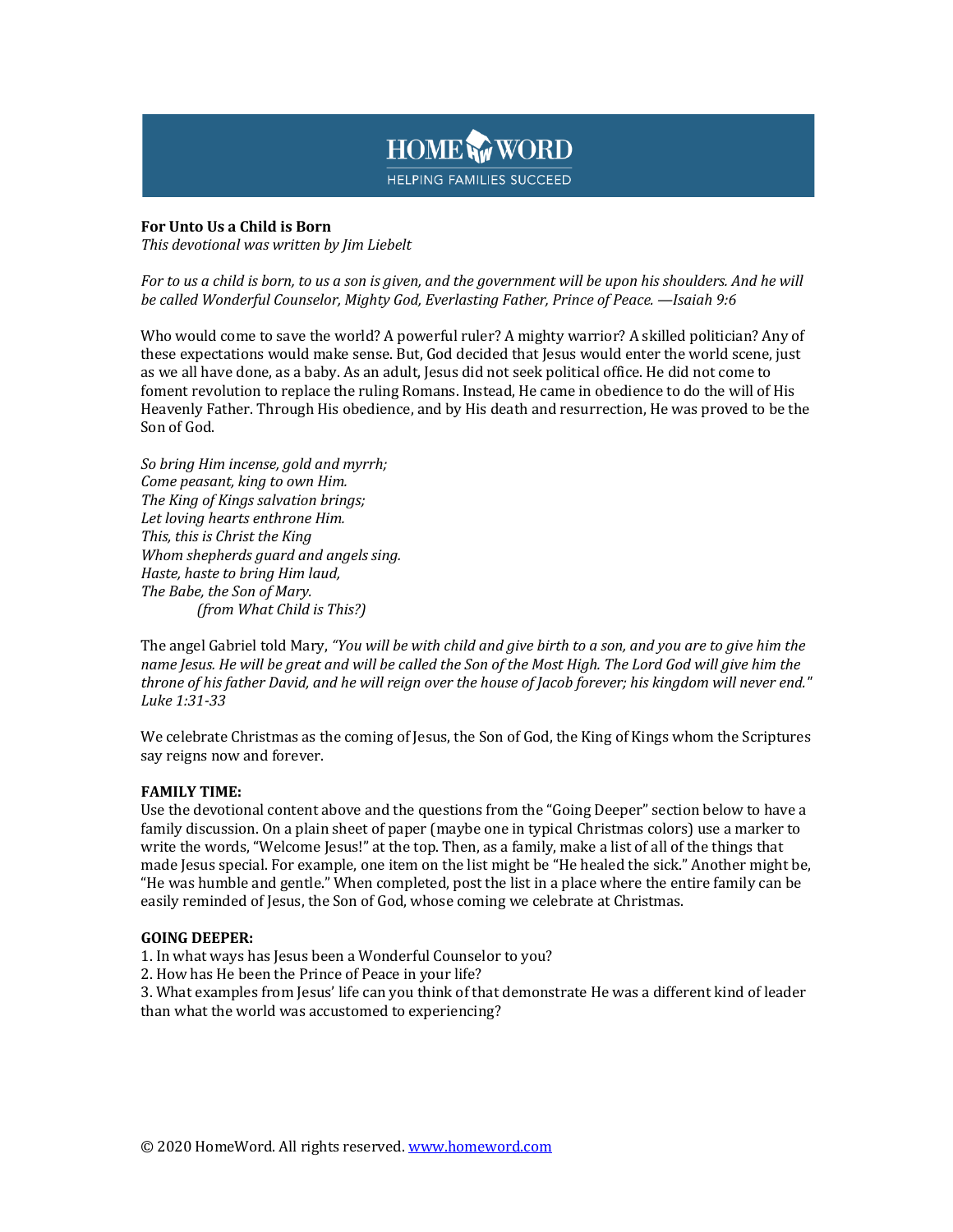**For Unto Us a Child is Born**
*This devotional was written by Jim Liebelt*

*For to us a child is born, to us a son is given, and the government will be upon his shoulders. And he will be called Wonderful Counselor, Mighty God, Everlasting Father, Prince of Peace. —Isaiah 9:6*

Who would come to save the world? A powerful ruler? A mighty warrior? A skilled politician? Any of these expectations would make sense. But, God decided that Jesus would enter the world scene, just as we all have done, as a baby. As an adult, Jesus did not seek political office. He did not come to foment revolution to replace the ruling Romans. Instead, He came in obedience to do the will of His Heavenly Father. Through His obedience, and by His death and resurrection, He was proved to be the Son of God.

*So bring Him incense, gold and myrrh;*
*Come peasant, king to own Him.*
*The King of Kings salvation brings;*
*Let loving hearts enthrone Him.*
*This, this is Christ the King*
*Whom shepherds guard and angels sing.*
*Haste, haste to bring Him laud,*
*The Babe, the Son of Mary.*
*(from What Child is This?)*

The angel Gabriel told Mary, *"You will be with child and give birth to a son, and you are to give him the name Jesus. He will be great and will be called the Son of the Most High. The Lord God will give him the throne of his father David, and he will reign over the house of Jacob forever; his kingdom will never end." Luke 1:31-33*

We celebrate Christmas as the coming of Jesus, the Son of God, the King of Kings whom the Scriptures say reigns now and forever.

**FAMILY TIME:**
Use the devotional content above and the questions from the "Going Deeper" section below to have a family discussion. On a plain sheet of paper (maybe one in typical Christmas colors) use a marker to write the words, "Welcome Jesus!" at the top. Then, as a family, make a list of all of the things that made Jesus special. For example, one item on the list might be "He healed the sick." Another might be, "He was humble and gentle." When completed, post the list in a place where the entire family can be easily reminded of Jesus, the Son of God, whose coming we celebrate at Christmas.

**GOING DEEPER:**
1. In what ways has Jesus been a Wonderful Counselor to you?
2. How has He been the Prince of Peace in your life?
3. What examples from Jesus' life can you think of that demonstrate He was a different kind of leader than what the world was accustomed to experiencing?

© 2020 HomeWord. All rights reserved. www.homeword.com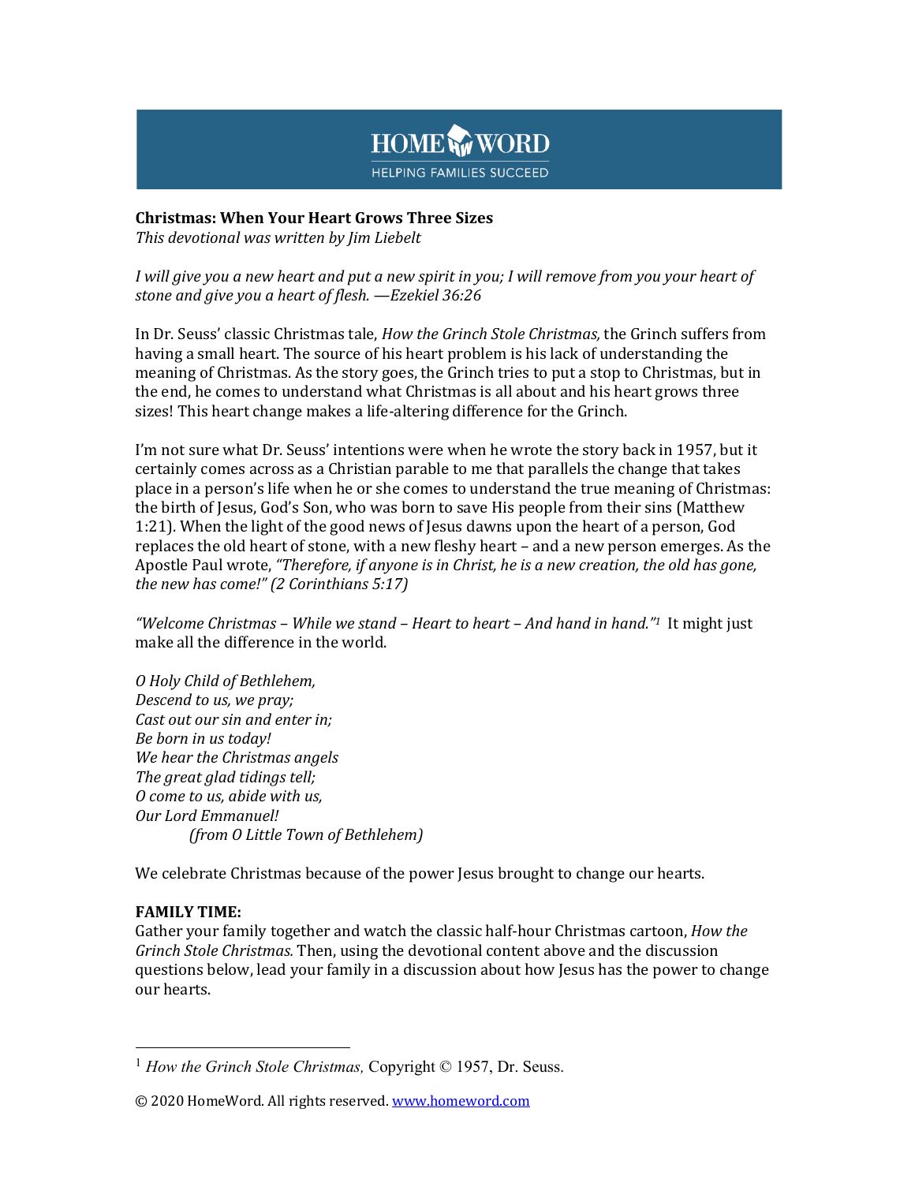HOME WORD
HELPING FAMILIES SUCCEED

**Christmas: When Your Heart Grows Three Sizes**
*This devotional was written by Jim Liebelt*

*I will give you a new heart and put a new spirit in you; I will remove from you your heart of stone and give you a heart of flesh. —Ezekiel 36:26*

In Dr. Seuss' classic Christmas tale, *How the Grinch Stole Christmas,* the Grinch suffers from having a small heart. The source of his heart problem is his lack of understanding the meaning of Christmas. As the story goes, the Grinch tries to put a stop to Christmas, but in the end, he comes to understand what Christmas is all about and his heart grows three sizes! This heart change makes a life-altering difference for the Grinch.

I'm not sure what Dr. Seuss' intentions were when he wrote the story back in 1957, but it certainly comes across as a Christian parable to me that parallels the change that takes place in a person's life when he or she comes to understand the true meaning of Christmas: the birth of Jesus, God's Son, who was born to save His people from their sins (Matthew 1:21). When the light of the good news of Jesus dawns upon the heart of a person, God replaces the old heart of stone, with a new fleshy heart – and a new person emerges. As the Apostle Paul wrote, *"Therefore, if anyone is in Christ, he is a new creation, the old has gone, the new has come!" (2 Corinthians 5:17)*

*"Welcome Christmas – While we stand – Heart to heart – And hand in hand."*[1] It might just make all the difference in the world.

*O Holy Child of Bethlehem,*
*Descend to us, we pray;*
*Cast out our sin and enter in;*
*Be born in us today!*
*We hear the Christmas angels*
*The great glad tidings tell;*
*O come to us, abide with us,*
*Our Lord Emmanuel!*
*(from O Little Town of Bethlehem)*

We celebrate Christmas because of the power Jesus brought to change our hearts.

**FAMILY TIME:**
Gather your family together and watch the classic half-hour Christmas cartoon, *How the Grinch Stole Christmas.* Then, using the devotional content above and the discussion questions below, lead your family in a discussion about how Jesus has the power to change our hearts.

---

[1] *How the Grinch Stole Christmas,* Copyright © 1957, Dr. Seuss.

© 2020 HomeWord. All rights reserved. www.homeword.com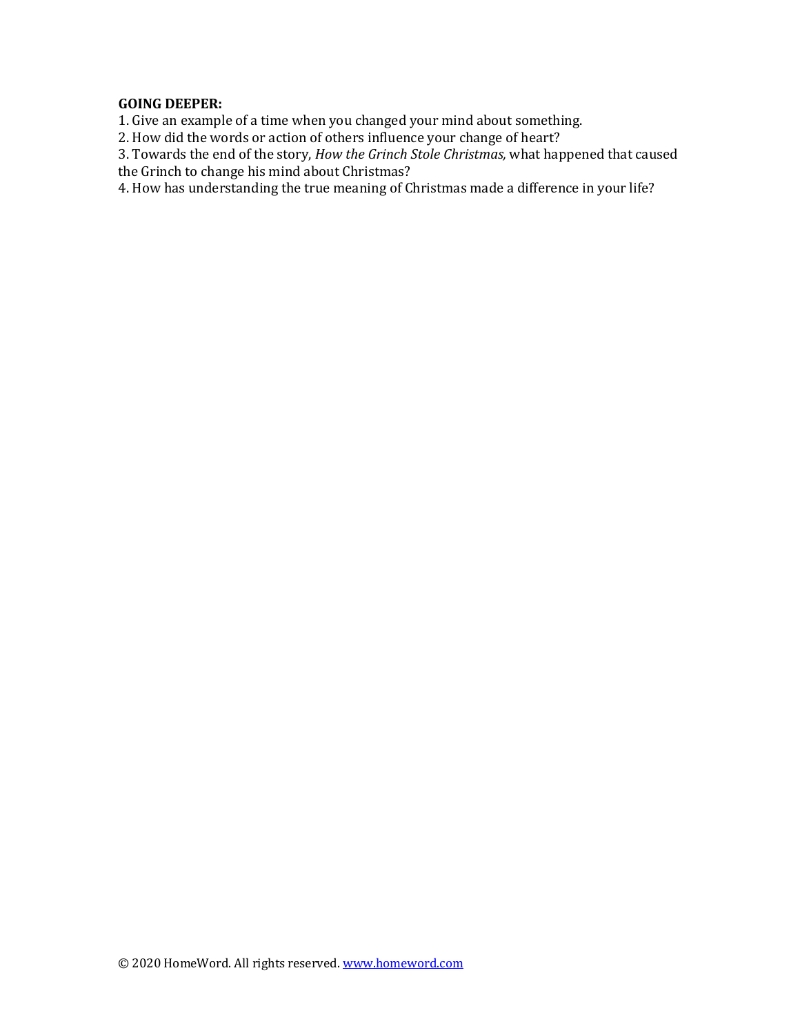**GOING DEEPER:**

1. Give an example of a time when you changed your mind about something.
2. How did the words or action of others influence your change of heart?
3. Towards the end of the story, *How the Grinch Stole Christmas,* what happened that caused the Grinch to change his mind about Christmas?
4. How has understanding the true meaning of Christmas made a difference in your life?

© 2020 HomeWord. All rights reserved. www.homeword.com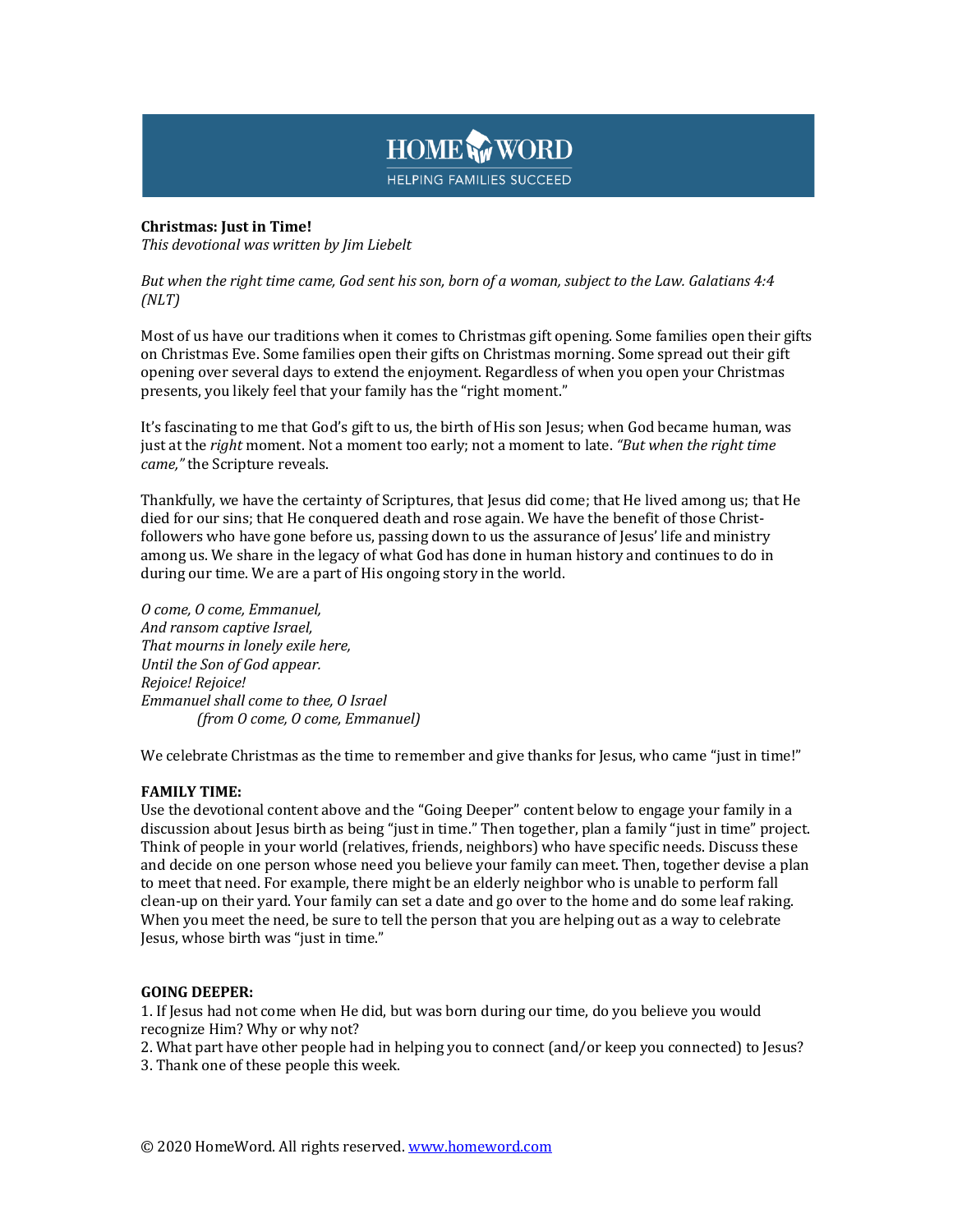**Christmas: Just in Time!**
*This devotional was written by Jim Liebelt*

*But when the right time came, God sent his son, born of a woman, subject to the Law. Galatians 4:4 (NLT)*

Most of us have our traditions when it comes to Christmas gift opening. Some families open their gifts on Christmas Eve. Some families open their gifts on Christmas morning. Some spread out their gift opening over several days to extend the enjoyment. Regardless of when you open your Christmas presents, you likely feel that your family has the "right moment."

It's fascinating to me that God's gift to us, the birth of His son Jesus; when God became human, was just at the *right* moment. Not a moment too early; not a moment to late. *"But when the right time came,"* the Scripture reveals.

Thankfully, we have the certainty of Scriptures, that Jesus did come; that He lived among us; that He died for our sins; that He conquered death and rose again. We have the benefit of those Christ-followers who have gone before us, passing down to us the assurance of Jesus' life and ministry among us. We share in the legacy of what God has done in human history and continues to do in during our time. We are a part of His ongoing story in the world.

*O come, O come, Emmanuel,*
*And ransom captive Israel,*
*That mourns in lonely exile here,*
*Until the Son of God appear.*
*Rejoice! Rejoice!*
*Emmanuel shall come to thee, O Israel*
*(from O come, O come, Emmanuel)*

We celebrate Christmas as the time to remember and give thanks for Jesus, who came "just in time!"

**FAMILY TIME:**
Use the devotional content above and the "Going Deeper" content below to engage your family in a discussion about Jesus birth as being "just in time." Then together, plan a family "just in time" project. Think of people in your world (relatives, friends, neighbors) who have specific needs. Discuss these and decide on one person whose need you believe your family can meet. Then, together devise a plan to meet that need. For example, there might be an elderly neighbor who is unable to perform fall clean-up on their yard. Your family can set a date and go over to the home and do some leaf raking. When you meet the need, be sure to tell the person that you are helping out as a way to celebrate Jesus, whose birth was "just in time."

**GOING DEEPER:**
1. If Jesus had not come when He did, but was born during our time, do you believe you would recognize Him? Why or why not?
2. What part have other people had in helping you to connect (and/or keep you connected) to Jesus?
3. Thank one of these people this week.

© 2020 HomeWord. All rights reserved. www.homeword.com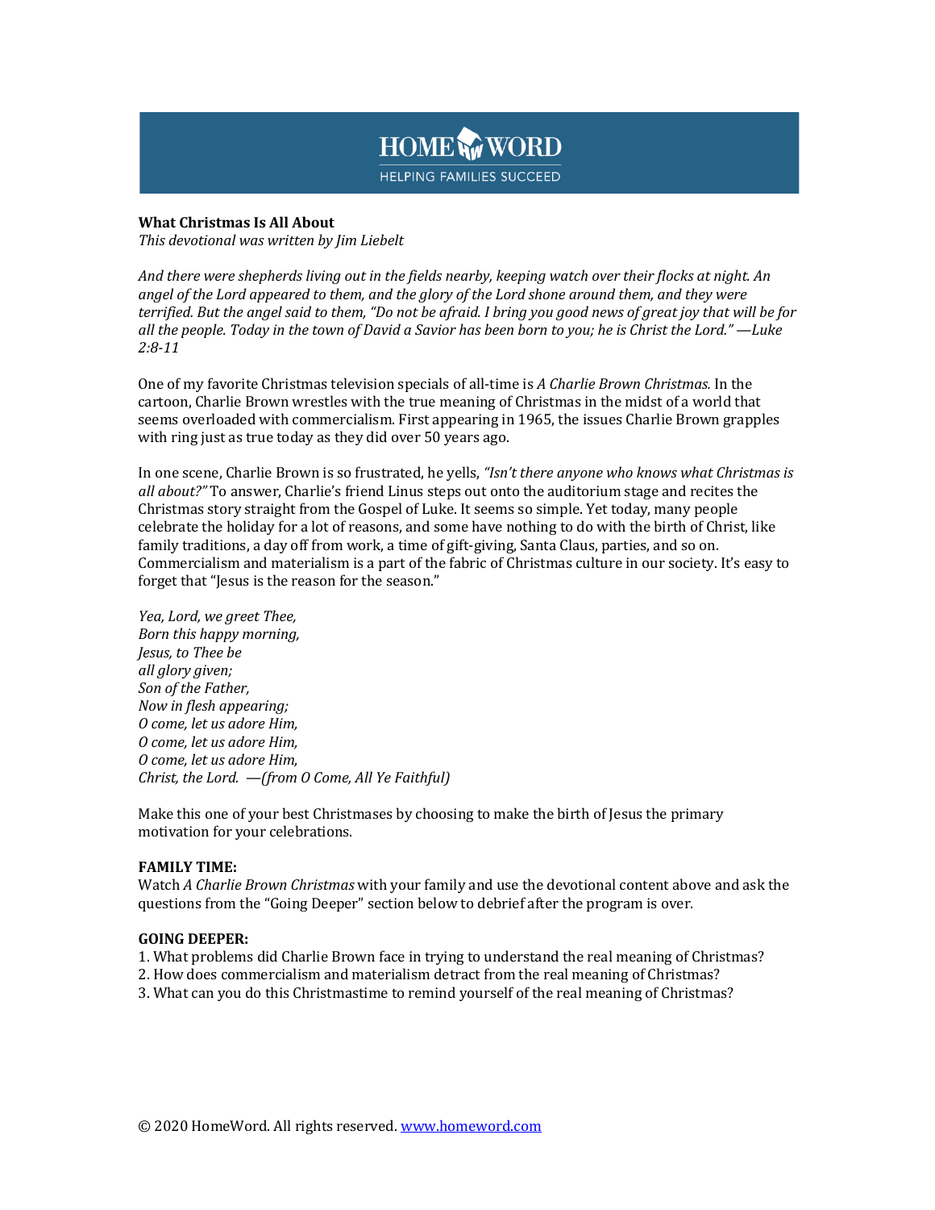**What Christmas Is All About**
*This devotional was written by Jim Liebelt*

*And there were shepherds living out in the fields nearby, keeping watch over their flocks at night. An angel of the Lord appeared to them, and the glory of the Lord shone around them, and they were terrified. But the angel said to them, "Do not be afraid. I bring you good news of great joy that will be for all the people. Today in the town of David a Savior has been born to you; he is Christ the Lord." —Luke 2:8-11*

One of my favorite Christmas television specials of all-time is *A Charlie Brown Christmas.* In the cartoon, Charlie Brown wrestles with the true meaning of Christmas in the midst of a world that seems overloaded with commercialism. First appearing in 1965, the issues Charlie Brown grapples with ring just as true today as they did over 50 years ago.

In one scene, Charlie Brown is so frustrated, he yells, *"Isn't there anyone who knows what Christmas is all about?"* To answer, Charlie's friend Linus steps out onto the auditorium stage and recites the Christmas story straight from the Gospel of Luke. It seems so simple. Yet today, many people celebrate the holiday for a lot of reasons, and some have nothing to do with the birth of Christ, like family traditions, a day off from work, a time of gift-giving, Santa Claus, parties, and so on. Commercialism and materialism is a part of the fabric of Christmas culture in our society. It's easy to forget that "Jesus is the reason for the season."

*Yea, Lord, we greet Thee,*
*Born this happy morning,*
*Jesus, to Thee be*
*all glory given;*
*Son of the Father,*
*Now in flesh appearing;*
*O come, let us adore Him,*
*O come, let us adore Him,*
*O come, let us adore Him,*
*Christ, the Lord.  —(from O Come, All Ye Faithful)*

Make this one of your best Christmases by choosing to make the birth of Jesus the primary motivation for your celebrations.

**FAMILY TIME:**
Watch *A Charlie Brown Christmas* with your family and use the devotional content above and ask the questions from the "Going Deeper" section below to debrief after the program is over.

**GOING DEEPER:**
1. What problems did Charlie Brown face in trying to understand the real meaning of Christmas?
2. How does commercialism and materialism detract from the real meaning of Christmas?
3. What can you do this Christmastime to remind yourself of the real meaning of Christmas?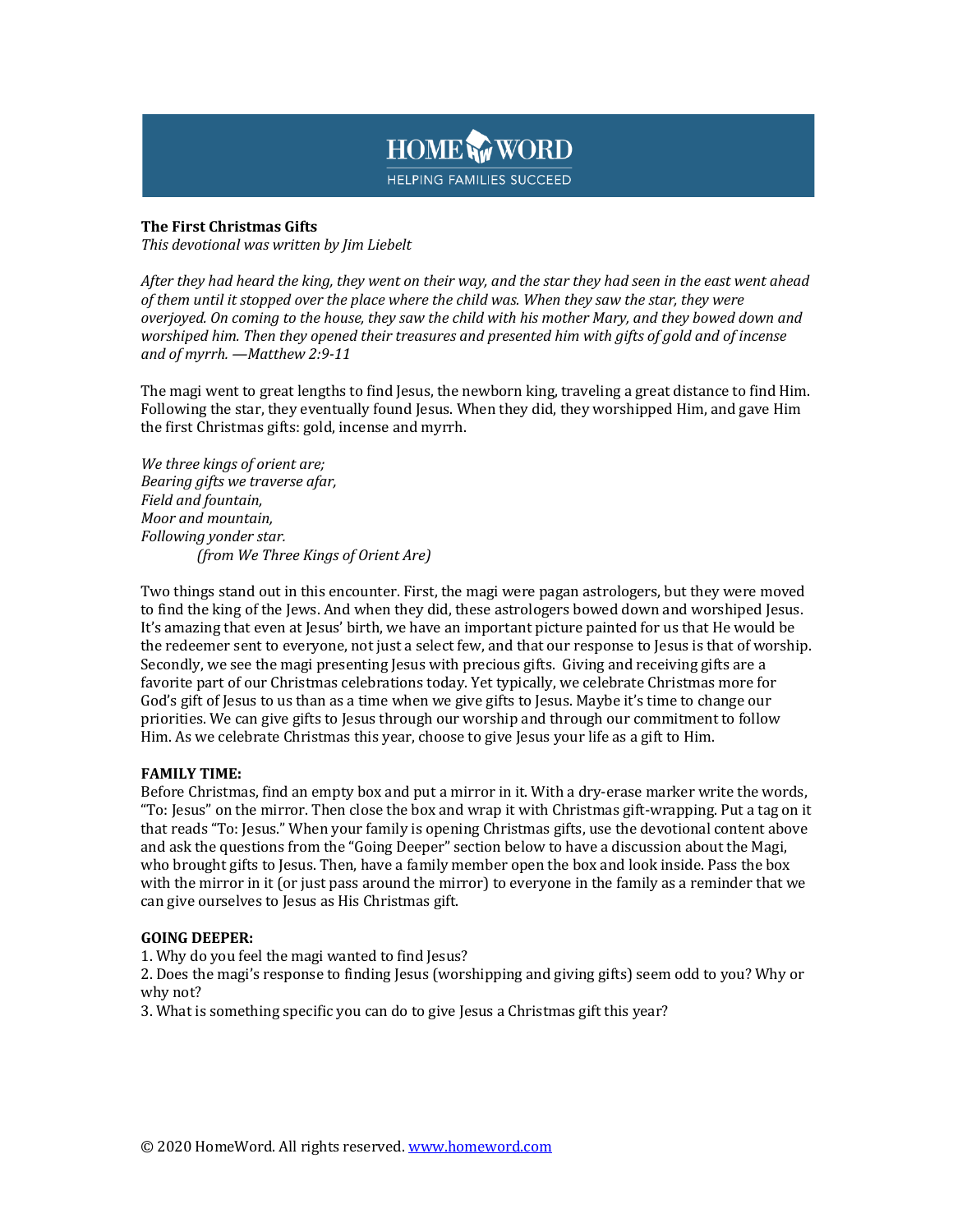**The First Christmas Gifts**

*This devotional was written by Jim Liebelt*

*After they had heard the king, they went on their way, and the star they had seen in the east went ahead of them until it stopped over the place where the child was. When they saw the star, they were overjoyed. On coming to the house, they saw the child with his mother Mary, and they bowed down and worshiped him. Then they opened their treasures and presented him with gifts of gold and of incense and of myrrh. —Matthew 2:9-11*

The magi went to great lengths to find Jesus, the newborn king, traveling a great distance to find Him. Following the star, they eventually found Jesus. When they did, they worshipped Him, and gave Him the first Christmas gifts: gold, incense and myrrh.

*We three kings of orient are;*
*Bearing gifts we traverse afar,*
*Field and fountain,*
*Moor and mountain,*
*Following yonder star.*
*(from We Three Kings of Orient Are)*

Two things stand out in this encounter. First, the magi were pagan astrologers, but they were moved to find the king of the Jews. And when they did, these astrologers bowed down and worshiped Jesus. It's amazing that even at Jesus' birth, we have an important picture painted for us that He would be the redeemer sent to everyone, not just a select few, and that our response to Jesus is that of worship. Secondly, we see the magi presenting Jesus with precious gifts. Giving and receiving gifts are a favorite part of our Christmas celebrations today. Yet typically, we celebrate Christmas more for God's gift of Jesus to us than as a time when we give gifts to Jesus. Maybe it's time to change our priorities. We can give gifts to Jesus through our worship and through our commitment to follow Him. As we celebrate Christmas this year, choose to give Jesus your life as a gift to Him.

**FAMILY TIME:**

Before Christmas, find an empty box and put a mirror in it. With a dry-erase marker write the words, "To: Jesus" on the mirror. Then close the box and wrap it with Christmas gift-wrapping. Put a tag on it that reads "To: Jesus." When your family is opening Christmas gifts, use the devotional content above and ask the questions from the "Going Deeper" section below to have a discussion about the Magi, who brought gifts to Jesus. Then, have a family member open the box and look inside. Pass the box with the mirror in it (or just pass around the mirror) to everyone in the family as a reminder that we can give ourselves to Jesus as His Christmas gift.

**GOING DEEPER:**

1. Why do you feel the magi wanted to find Jesus?
2. Does the magi's response to finding Jesus (worshipping and giving gifts) seem odd to you? Why or why not?
3. What is something specific you can do to give Jesus a Christmas gift this year?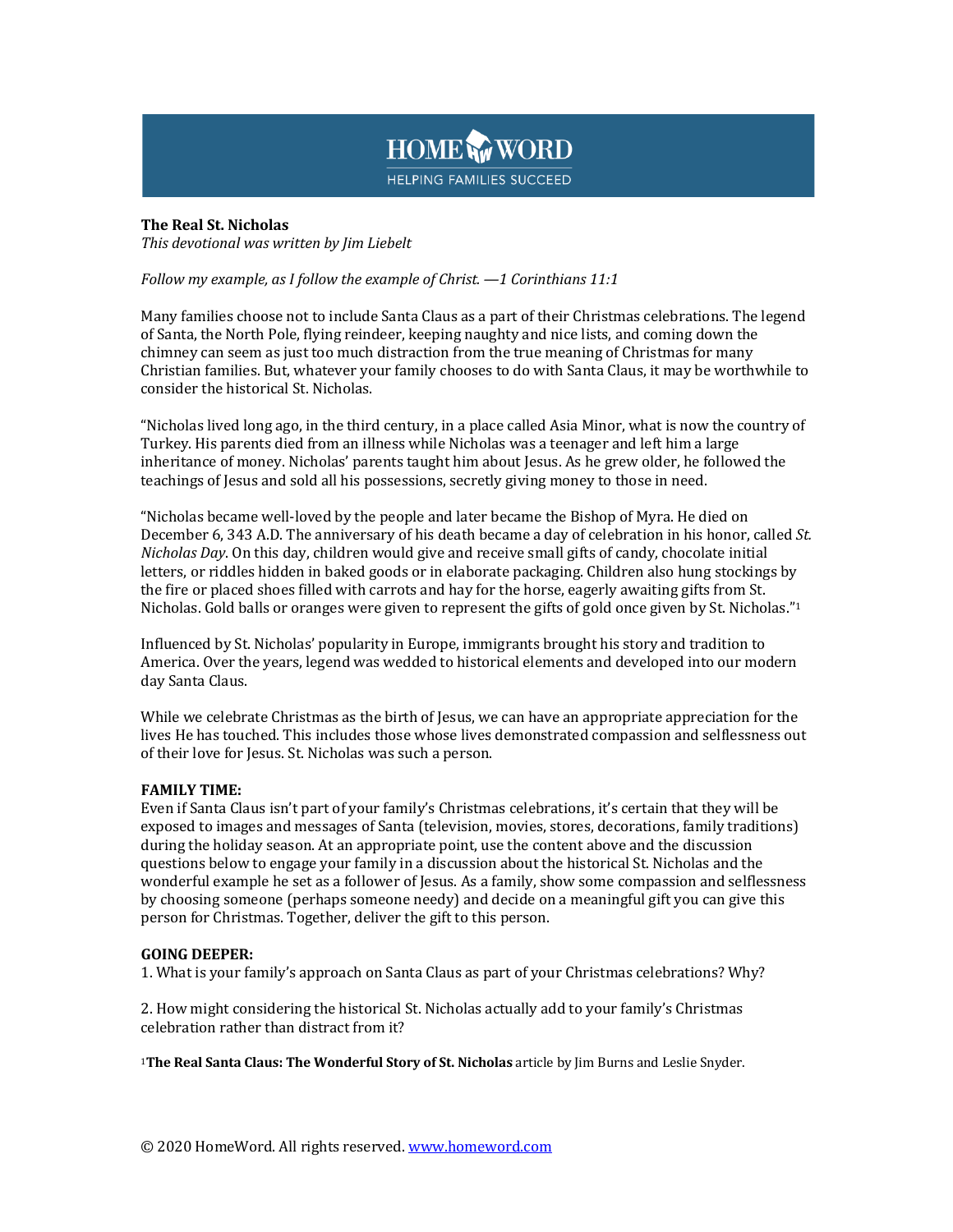**The Real St. Nicholas**

*This devotional was written by Jim Liebelt*

*Follow my example, as I follow the example of Christ. —1 Corinthians 11:1*

Many families choose not to include Santa Claus as a part of their Christmas celebrations. The legend of Santa, the North Pole, flying reindeer, keeping naughty and nice lists, and coming down the chimney can seem as just too much distraction from the true meaning of Christmas for many Christian families. But, whatever your family chooses to do with Santa Claus, it may be worthwhile to consider the historical St. Nicholas.

"Nicholas lived long ago, in the third century, in a place called Asia Minor, what is now the country of Turkey. His parents died from an illness while Nicholas was a teenager and left him a large inheritance of money. Nicholas' parents taught him about Jesus. As he grew older, he followed the teachings of Jesus and sold all his possessions, secretly giving money to those in need.

"Nicholas became well-loved by the people and later became the Bishop of Myra. He died on December 6, 343 A.D. The anniversary of his death became a day of celebration in his honor, called *St. Nicholas Day*. On this day, children would give and receive small gifts of candy, chocolate initial letters, or riddles hidden in baked goods or in elaborate packaging. Children also hung stockings by the fire or placed shoes filled with carrots and hay for the horse, eagerly awaiting gifts from St. Nicholas. Gold balls or oranges were given to represent the gifts of gold once given by St. Nicholas."[1]

Influenced by St. Nicholas' popularity in Europe, immigrants brought his story and tradition to America. Over the years, legend was wedded to historical elements and developed into our modern day Santa Claus.

While we celebrate Christmas as the birth of Jesus, we can have an appropriate appreciation for the lives He has touched. This includes those whose lives demonstrated compassion and selflessness out of their love for Jesus. St. Nicholas was such a person.

**FAMILY TIME:**

Even if Santa Claus isn't part of your family's Christmas celebrations, it's certain that they will be exposed to images and messages of Santa (television, movies, stores, decorations, family traditions) during the holiday season. At an appropriate point, use the content above and the discussion questions below to engage your family in a discussion about the historical St. Nicholas and the wonderful example he set as a follower of Jesus. As a family, show some compassion and selflessness by choosing someone (perhaps someone needy) and decide on a meaningful gift you can give this person for Christmas. Together, deliver the gift to this person.

**GOING DEEPER:**

1. What is your family's approach on Santa Claus as part of your Christmas celebrations? Why?

2. How might considering the historical St. Nicholas actually add to your family's Christmas celebration rather than distract from it?

[1]**The Real Santa Claus: The Wonderful Story of St. Nicholas** article by Jim Burns and Leslie Snyder.

© 2020 HomeWord. All rights reserved. [www.homeword.com](http://www.homeword.com)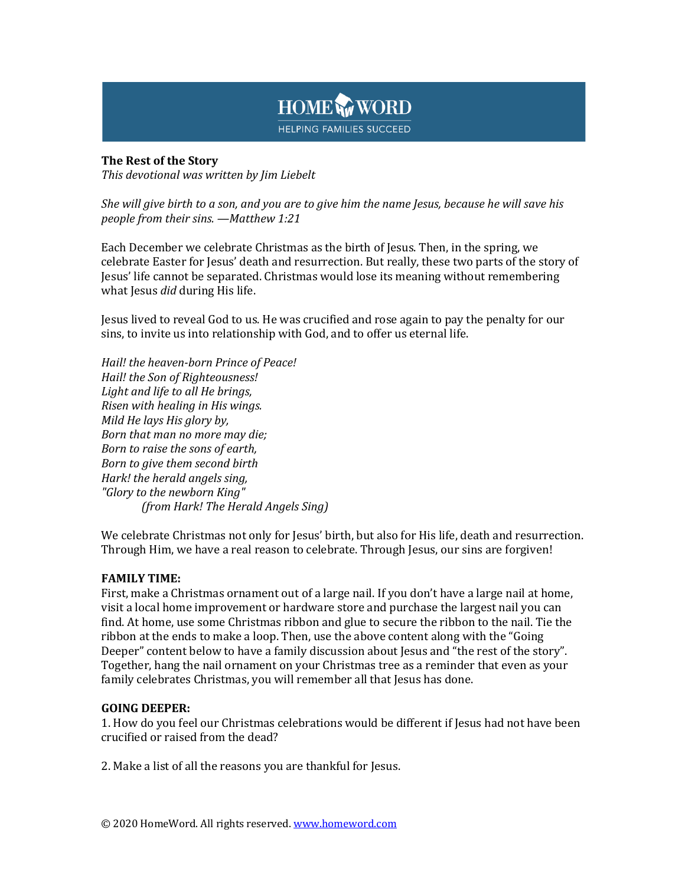**HOME WORD**
HELPING FAMILIES SUCCEED

**The Rest of the Story**
*This devotional was written by Jim Liebelt*

*She will give birth to a son, and you are to give him the name Jesus, because he will save his people from their sins. —Matthew 1:21*

Each December we celebrate Christmas as the birth of Jesus. Then, in the spring, we celebrate Easter for Jesus' death and resurrection. But really, these two parts of the story of Jesus' life cannot be separated. Christmas would lose its meaning without remembering what Jesus *did* during His life.

Jesus lived to reveal God to us. He was crucified and rose again to pay the penalty for our sins, to invite us into relationship with God, and to offer us eternal life.

*Hail! the heaven-born Prince of Peace!*
*Hail! the Son of Righteousness!*
*Light and life to all He brings,*
*Risen with healing in His wings.*
*Mild He lays His glory by,*
*Born that man no more may die;*
*Born to raise the sons of earth,*
*Born to give them second birth*
*Hark! the herald angels sing,*
*"Glory to the newborn King"*
*(from Hark! The Herald Angels Sing)*

We celebrate Christmas not only for Jesus' birth, but also for His life, death and resurrection. Through Him, we have a real reason to celebrate. Through Jesus, our sins are forgiven!

**FAMILY TIME:**
First, make a Christmas ornament out of a large nail. If you don't have a large nail at home, visit a local home improvement or hardware store and purchase the largest nail you can find. At home, use some Christmas ribbon and glue to secure the ribbon to the nail. Tie the ribbon at the ends to make a loop. Then, use the above content along with the "Going Deeper" content below to have a family discussion about Jesus and "the rest of the story". Together, hang the nail ornament on your Christmas tree as a reminder that even as your family celebrates Christmas, you will remember all that Jesus has done.

**GOING DEEPER:**
1. How do you feel our Christmas celebrations would be different if Jesus had not have been crucified or raised from the dead?

2. Make a list of all the reasons you are thankful for Jesus.

© 2020 HomeWord. All rights reserved. www.homeword.com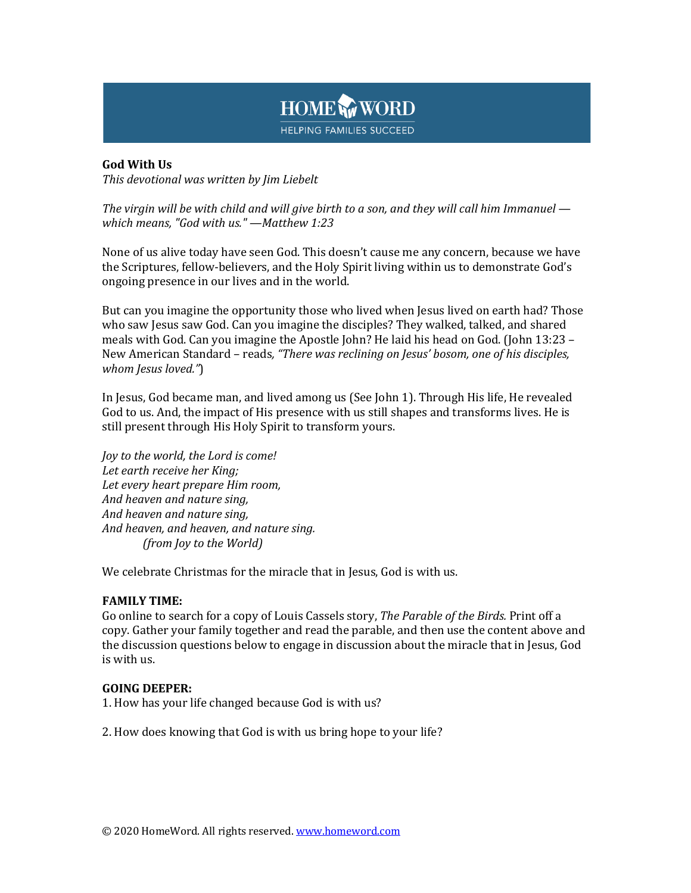HOME WORD
HELPING FAMILIES SUCCEED

**God With Us**
*This devotional was written by Jim Liebelt*

*The virgin will be with child and will give birth to a son, and they will call him Immanuel — which means, "God with us." —Matthew 1:23*

None of us alive today have seen God. This doesn't cause me any concern, because we have the Scriptures, fellow-believers, and the Holy Spirit living within us to demonstrate God's ongoing presence in our lives and in the world.

But can you imagine the opportunity those who lived when Jesus lived on earth had? Those who saw Jesus saw God. Can you imagine the disciples? They walked, talked, and shared meals with God. Can you imagine the Apostle John? He laid his head on God. (John 13:23 – New American Standard – reads*, "There was reclining on Jesus' bosom, one of his disciples, whom Jesus loved."*)

In Jesus, God became man, and lived among us (See John 1). Through His life, He revealed God to us. And, the impact of His presence with us still shapes and transforms lives. He is still present through His Holy Spirit to transform yours.

*Joy to the world, the Lord is come!*
*Let earth receive her King;*
*Let every heart prepare Him room,*
*And heaven and nature sing,*
*And heaven and nature sing,*
*And heaven, and heaven, and nature sing.*
*(from Joy to the World)*

We celebrate Christmas for the miracle that in Jesus, God is with us.

**FAMILY TIME:**
Go online to search for a copy of Louis Cassels story, *The Parable of the Birds.* Print off a copy. Gather your family together and read the parable, and then use the content above and the discussion questions below to engage in discussion about the miracle that in Jesus, God is with us.

**GOING DEEPER:**
1. How has your life changed because God is with us?

2. How does knowing that God is with us bring hope to your life?

© 2020 HomeWord. All rights reserved. [www.homeword.com](http://www.homeword.com)